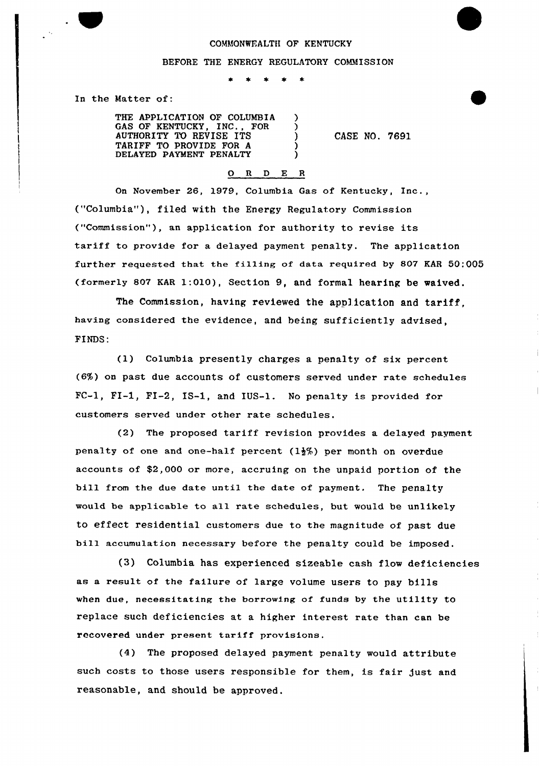COMMONWEALTH OF KENTUCKY

BEFORE THE ENERGY REGULATORY COMMISSION

\* \* \* \* \*

In the Matter of:

THE APPLICATION OF COLUMBIA GAS OF KENTUCKY, INC., FOR AUTHORITY TO REVISE ITS TARIFF TO PROVIDE FOR A DELAYED PAYMENT PENALTY ) CASE NO. 7691

O R D E R

On November 26, 1979, Columbia Gas of Kentucky, Inc., ("Columbia"), filed with the Energy Regulatory Commission ("Commission"), an application for authority to revise its tariff to provide for a delayed payment penalty. The application further requested that the filling of data required by 807 KAR 50:005 (formerly 807 KAR 1:010), Section 9, and formal hearing be waived.

The Commission, having reviewed the application and tariff, having considered the evidence, and being sufficiently advised, FINDS:

(1) Columbia presently charges a penalty of six percent (6%) on past due accounts of customers served under rate schedules FC-1, FI-1, FI-2, IS-1, and IUS-1. No penalty is provided for customers served under other rate schedules.

(2) The proposed tariff revision provides a delayed payment penalty of one and one-half percent (1½%) per month on overdue accounts of $2,000 or more, accruing on the unpaid portion of the bill from the due date until the date of payment. The penalty would be applicable to all rate schedules, but would be unlikely to effect residential customers due to the magnitude of past due bill accumulation necessary before the penalty could be imposed.

(3) Columbia has experienced sizeable cash flow deficiencies as a result of the failure of large volume users to pay bills when due, necessitating the borrowing of funds by the utility to replace such deficiencies at a higher interest rate than can be recovered under present tariff provisions.

(4) The proposed delayed payment penalty would attribute such costs to those users responsible for them, is fair just and reasonable, and should be approved.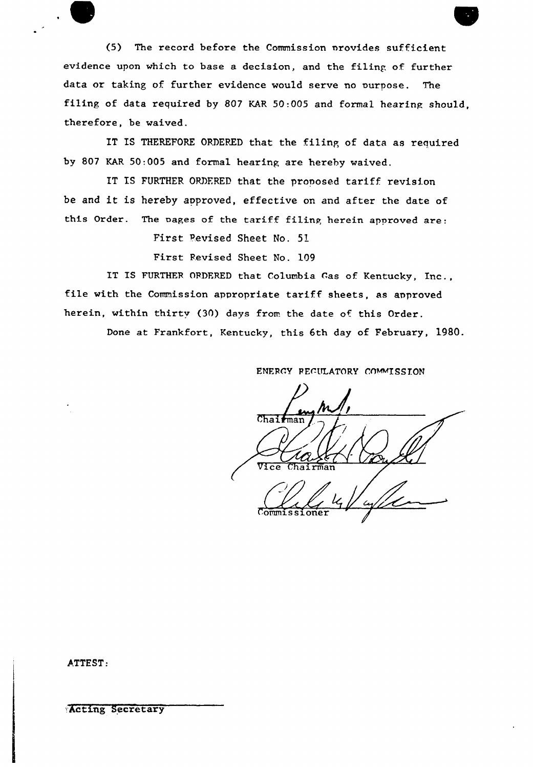(5) The record before the Commission provides sufficient evidence upon which to base a decision, and the filing of further data or taking of further evidence would serve no purpose. The filing of data required by 807 KAR 50:005 and formal hearing should, therefore, be waived.

IT IS THEREFORE ORDERED that the filing of data as required by 807 KAR 50:005 and formal hearing are hereby waived.

IT IS FURTHER ORDERED that the proposed tariff revision be and it is hereby approved, effective on and after the date of this Order. The pages of the tariff filing herein approved are:

First Revised Sheet No. 51

First Revised Sheet No. 109

IT IS FURTHER ORDERED that Columbia Gas of Kentucky, Inc., file with the Commission appropriate tariff sheets, as approved herein, within thirty (30) days from the date of this Order.

Done at Frankfort, Kentucky, this 6th day of February, 1980.

ENERGY REGULATORY COMMISSION

Chairman

Vice Chairman

Commissioner

ATTEST:

Acting Secretary